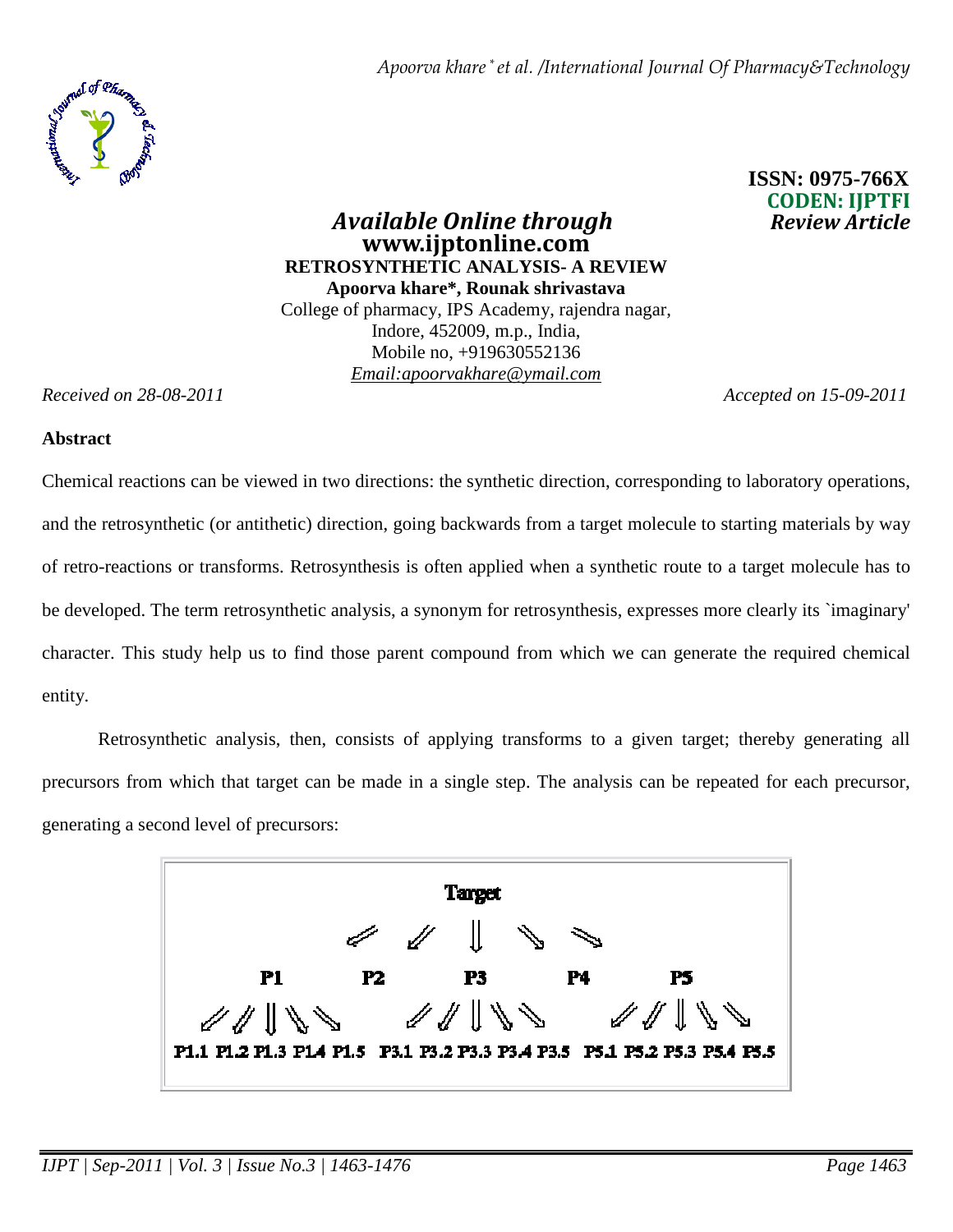ISSN: 0975-766X
CODEN: IJPTFI
*Review Article*

*Available Online through*
**www.ijptonline.com**

# RETROSYNTHETIC ANALYSIS- A REVIEW

**Apoorva khare\*, Rounak shrivastava**

College of pharmacy, IPS Academy, rajendra nagar,
Indore, 452009, m.p., India,
Mobile no, +919630552136
*Email:apoorvakhare@ymail.com*

*Received on 28-08-2011* *Accepted on 15-09-2011*

## Abstract

Chemical reactions can be viewed in two directions: the synthetic direction, corresponding to laboratory operations, and the retrosynthetic (or antithetic) direction, going backwards from a target molecule to starting materials by way of retro-reactions or transforms. Retrosynthesis is often applied when a synthetic route to a target molecule has to be developed. The term retrosynthetic analysis, a synonym for retrosynthesis, expresses more clearly its `imaginary' character. This study help us to find those parent compound from which we can generate the required chemical entity.

Retrosynthetic analysis, then, consists of applying transforms to a given target; thereby generating all precursors from which that target can be made in a single step. The analysis can be repeated for each precursor, generating a second level of precursors:

```
                          Target
              ⇙     ⇙      ⇓      ⇘     ⇘
       P1         P2        P3        P4        P5
  ⇙ ⇙ ⇓ ⇘ ⇘            ⇙ ⇙ ⇓ ⇘ ⇘            ⇙ ⇙ ⇓ ⇘ ⇘
P1.1 P1.2 P1.3 P1.4 P1.5  P3.1 P3.2 P3.3 P3.4 P3.5  P5.1 P5.2 P5.3 P5.4 P5.5
```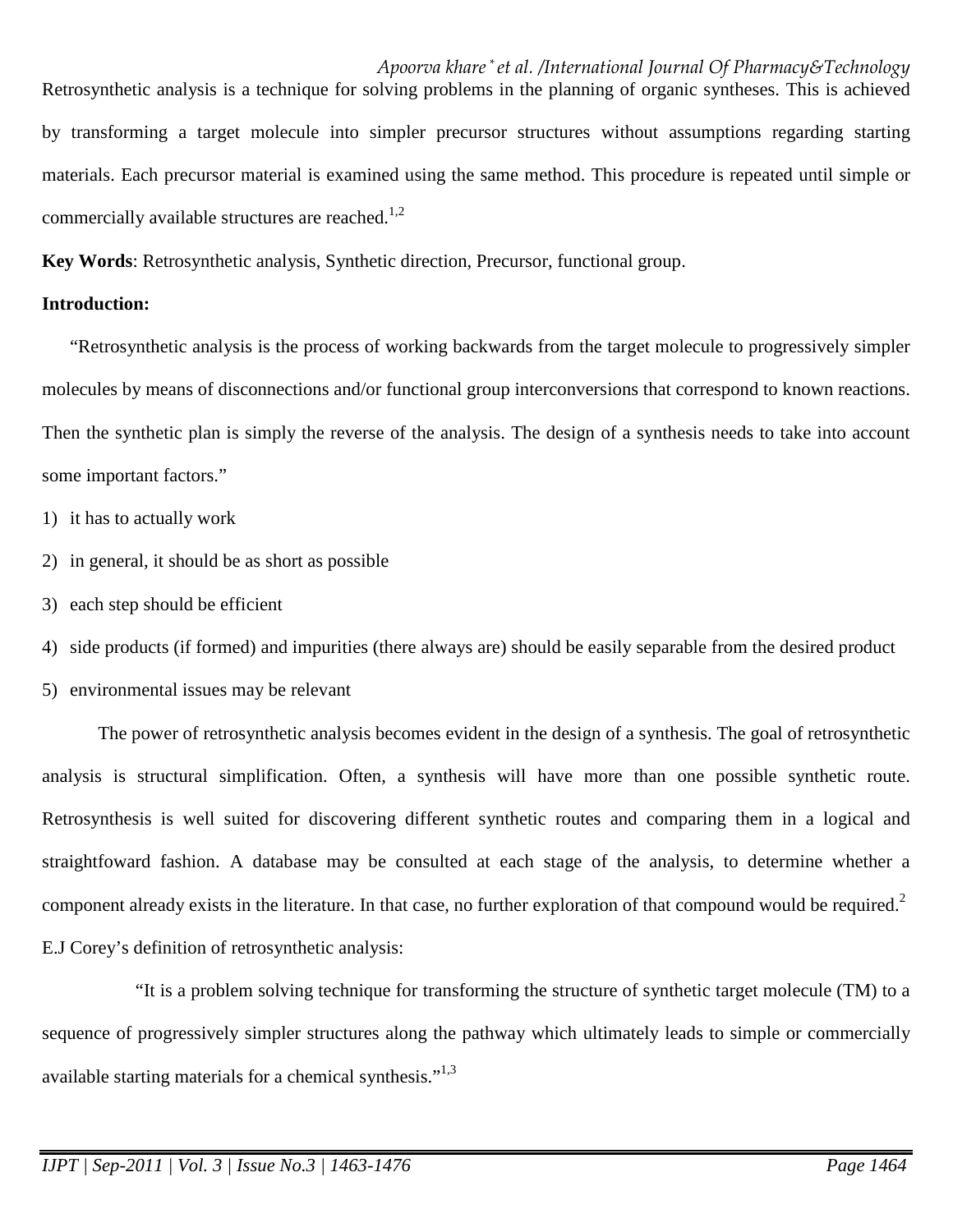Retrosynthetic analysis is a technique for solving problems in the planning of organic syntheses. This is achieved by transforming a target molecule into simpler precursor structures without assumptions regarding starting materials. Each precursor material is examined using the same method. This procedure is repeated until simple or commercially available structures are reached.[1,2]

**Key Words**: Retrosynthetic analysis, Synthetic direction, Precursor, functional group.

**Introduction:**

"Retrosynthetic analysis is the process of working backwards from the target molecule to progressively simpler molecules by means of disconnections and/or functional group interconversions that correspond to known reactions. Then the synthetic plan is simply the reverse of the analysis. The design of a synthesis needs to take into account some important factors."

1) it has to actually work
2) in general, it should be as short as possible
3) each step should be efficient
4) side products (if formed) and impurities (there always are) should be easily separable from the desired product
5) environmental issues may be relevant

The power of retrosynthetic analysis becomes evident in the design of a synthesis. The goal of retrosynthetic analysis is structural simplification. Often, a synthesis will have more than one possible synthetic route. Retrosynthesis is well suited for discovering different synthetic routes and comparing them in a logical and straightfoward fashion. A database may be consulted at each stage of the analysis, to determine whether a component already exists in the literature. In that case, no further exploration of that compound would be required.[2]

E.J Corey's definition of retrosynthetic analysis:

"It is a problem solving technique for transforming the structure of synthetic target molecule (TM) to a sequence of progressively simpler structures along the pathway which ultimately leads to simple or commercially available starting materials for a chemical synthesis."[1,3]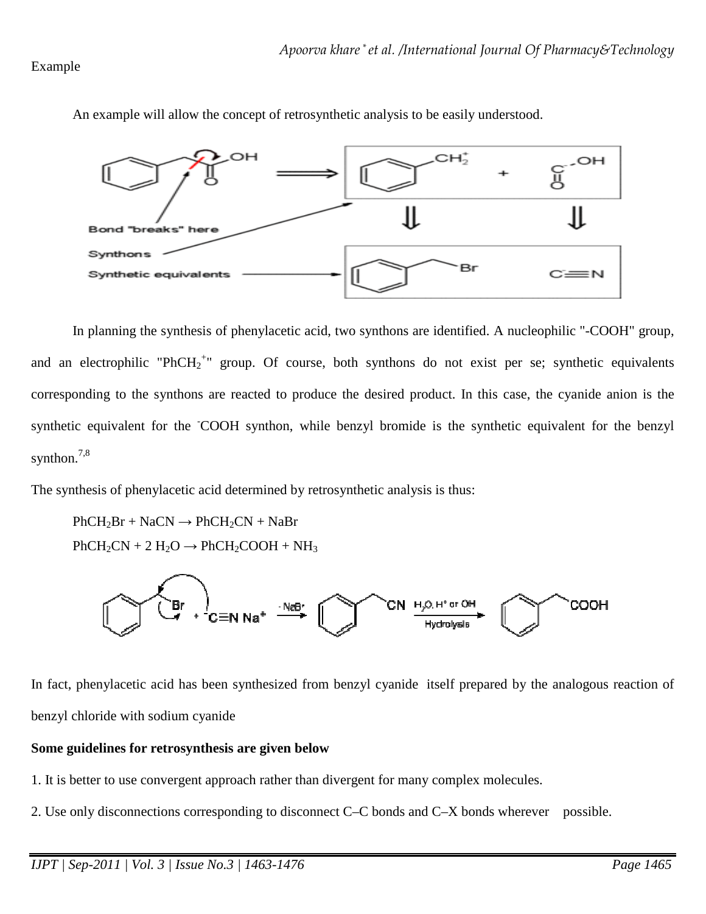Example

An example will allow the concept of retrosynthetic analysis to be easily understood.

In planning the synthesis of phenylacetic acid, two synthons are identified. A nucleophilic "-COOH" group, and an electrophilic "$PhCH_2^+$" group. Of course, both synthons do not exist per se; synthetic equivalents corresponding to the synthons are reacted to produce the desired product. In this case, the cyanide anion is the synthetic equivalent for the $^-COOH$ synthon, while benzyl bromide is the synthetic equivalent for the benzyl synthon.[7,8]

The synthesis of phenylacetic acid determined by retrosynthetic analysis is thus:

$PhCH_2Br + NaCN \rightarrow PhCH_2CN + NaBr$

$PhCH_2CN + 2\ H_2O \rightarrow PhCH_2COOH + NH_3$

In fact, phenylacetic acid has been synthesized from benzyl cyanide itself prepared by the analogous reaction of benzyl chloride with sodium cyanide

**Some guidelines for retrosynthesis are given below**

1. It is better to use convergent approach rather than divergent for many complex molecules.
2. Use only disconnections corresponding to disconnect C–C bonds and C–X bonds wherever possible.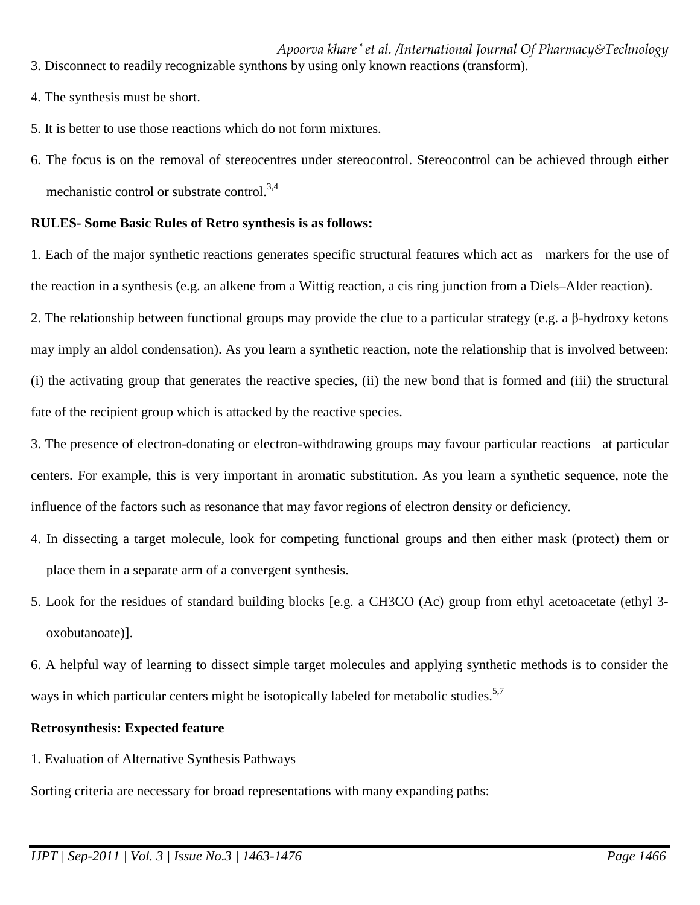3. Disconnect to readily recognizable synthons by using only known reactions (transform).

4. The synthesis must be short.

5. It is better to use those reactions which do not form mixtures.

6. The focus is on the removal of stereocentres under stereocontrol. Stereocontrol can be achieved through either mechanistic control or substrate control.[3,4]

**RULES- Some Basic Rules of Retro synthesis is as follows:**

1. Each of the major synthetic reactions generates specific structural features which act as markers for the use of the reaction in a synthesis (e.g. an alkene from a Wittig reaction, a cis ring junction from a Diels–Alder reaction).

2. The relationship between functional groups may provide the clue to a particular strategy (e.g. a β-hydroxy ketons may imply an aldol condensation). As you learn a synthetic reaction, note the relationship that is involved between: (i) the activating group that generates the reactive species, (ii) the new bond that is formed and (iii) the structural fate of the recipient group which is attacked by the reactive species.

3. The presence of electron-donating or electron-withdrawing groups may favour particular reactions at particular centers. For example, this is very important in aromatic substitution. As you learn a synthetic sequence, note the influence of the factors such as resonance that may favor regions of electron density or deficiency.

4. In dissecting a target molecule, look for competing functional groups and then either mask (protect) them or place them in a separate arm of a convergent synthesis.

5. Look for the residues of standard building blocks [e.g. a $CH_3CO$ (Ac) group from ethyl acetoacetate (ethyl 3-oxobutanoate)].

6. A helpful way of learning to dissect simple target molecules and applying synthetic methods is to consider the ways in which particular centers might be isotopically labeled for metabolic studies.[5,7]

**Retrosynthesis: Expected feature**

1. Evaluation of Alternative Synthesis Pathways

Sorting criteria are necessary for broad representations with many expanding paths: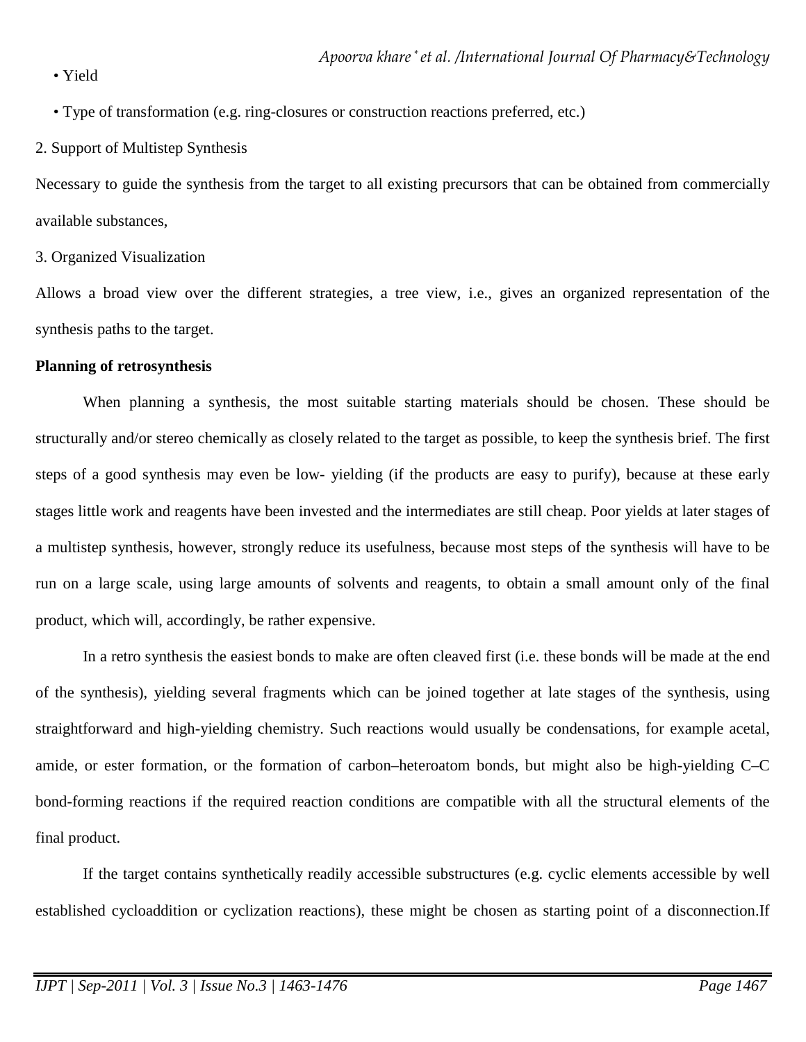- Yield
- Type of transformation (e.g. ring-closures or construction reactions preferred, etc.)

2. Support of Multistep Synthesis

Necessary to guide the synthesis from the target to all existing precursors that can be obtained from commercially available substances,

3. Organized Visualization

Allows a broad view over the different strategies, a tree view, i.e., gives an organized representation of the synthesis paths to the target.

**Planning of retrosynthesis**

When planning a synthesis, the most suitable starting materials should be chosen. These should be structurally and/or stereo chemically as closely related to the target as possible, to keep the synthesis brief. The first steps of a good synthesis may even be low- yielding (if the products are easy to purify), because at these early stages little work and reagents have been invested and the intermediates are still cheap. Poor yields at later stages of a multistep synthesis, however, strongly reduce its usefulness, because most steps of the synthesis will have to be run on a large scale, using large amounts of solvents and reagents, to obtain a small amount only of the final product, which will, accordingly, be rather expensive.

In a retro synthesis the easiest bonds to make are often cleaved first (i.e. these bonds will be made at the end of the synthesis), yielding several fragments which can be joined together at late stages of the synthesis, using straightforward and high-yielding chemistry. Such reactions would usually be condensations, for example acetal, amide, or ester formation, or the formation of carbon–heteroatom bonds, but might also be high-yielding C–C bond-forming reactions if the required reaction conditions are compatible with all the structural elements of the final product.

If the target contains synthetically readily accessible substructures (e.g. cyclic elements accessible by well established cycloaddition or cyclization reactions), these might be chosen as starting point of a disconnection.If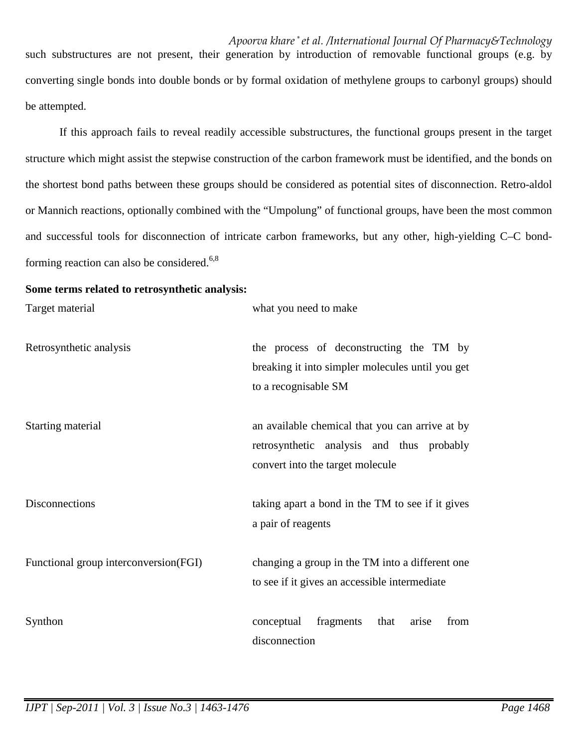such substructures are not present, their generation by introduction of removable functional groups (e.g. by converting single bonds into double bonds or by formal oxidation of methylene groups to carbonyl groups) should be attempted.

If this approach fails to reveal readily accessible substructures, the functional groups present in the target structure which might assist the stepwise construction of the carbon framework must be identified, and the bonds on the shortest bond paths between these groups should be considered as potential sites of disconnection. Retro-aldol or Mannich reactions, optionally combined with the "Umpolung" of functional groups, have been the most common and successful tools for disconnection of intricate carbon frameworks, but any other, high-yielding C–C bond-forming reaction can also be considered.[6,8]

**Some terms related to retrosynthetic analysis:**

| | |
|---|---|
| Target material | what you need to make |
| Retrosynthetic analysis | the process of deconstructing the TM by breaking it into simpler molecules until you get to a recognisable SM |
| Starting material | an available chemical that you can arrive at by retrosynthetic analysis and thus probably convert into the target molecule |
| Disconnections | taking apart a bond in the TM to see if it gives a pair of reagents |
| Functional group interconversion(FGI) | changing a group in the TM into a different one to see if it gives an accessible intermediate |
| Synthon | conceptual fragments that arise from disconnection |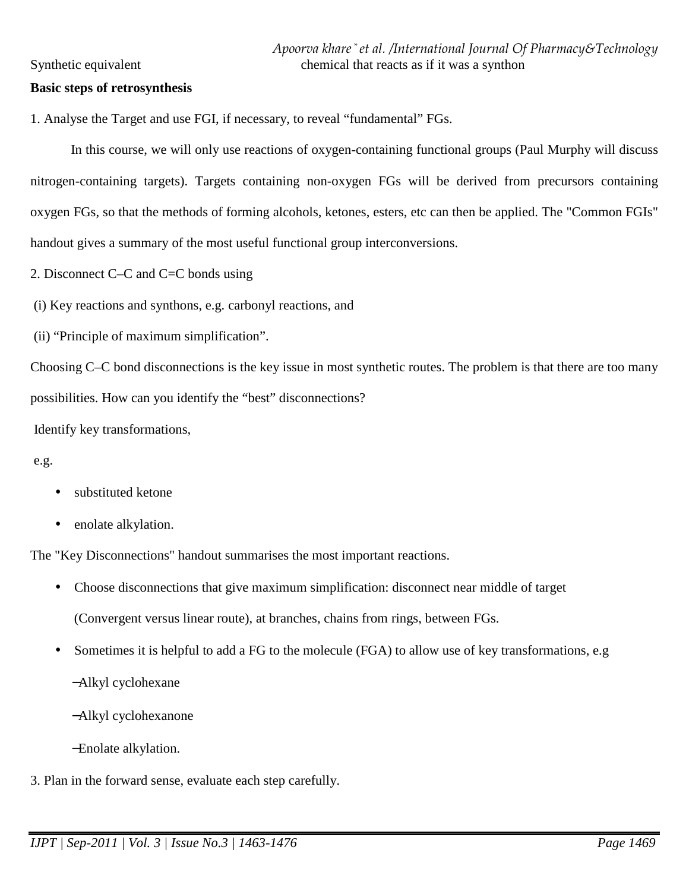Synthetic equivalent chemical that reacts as if it was a synthon

**Basic steps of retrosynthesis**

1. Analyse the Target and use FGI, if necessary, to reveal "fundamental" FGs.

In this course, we will only use reactions of oxygen-containing functional groups (Paul Murphy will discuss nitrogen-containing targets). Targets containing non-oxygen FGs will be derived from precursors containing oxygen FGs, so that the methods of forming alcohols, ketones, esters, etc can then be applied. The "Common FGIs" handout gives a summary of the most useful functional group interconversions.

2. Disconnect C–C and C=C bonds using

(i) Key reactions and synthons, e.g. carbonyl reactions, and

(ii) "Principle of maximum simplification".

Choosing C–C bond disconnections is the key issue in most synthetic routes. The problem is that there are too many possibilities. How can you identify the "best" disconnections?

Identify key transformations,

e.g.

- substituted ketone
- enolate alkylation.

The "Key Disconnections" handout summarises the most important reactions.

- Choose disconnections that give maximum simplification: disconnect near middle of target (Convergent versus linear route), at branches, chains from rings, between FGs.
- Sometimes it is helpful to add a FG to the molecule (FGA) to allow use of key transformations, e.g

  –Alkyl cyclohexane

  –Alkyl cyclohexanone

  –Enolate alkylation.

3. Plan in the forward sense, evaluate each step carefully.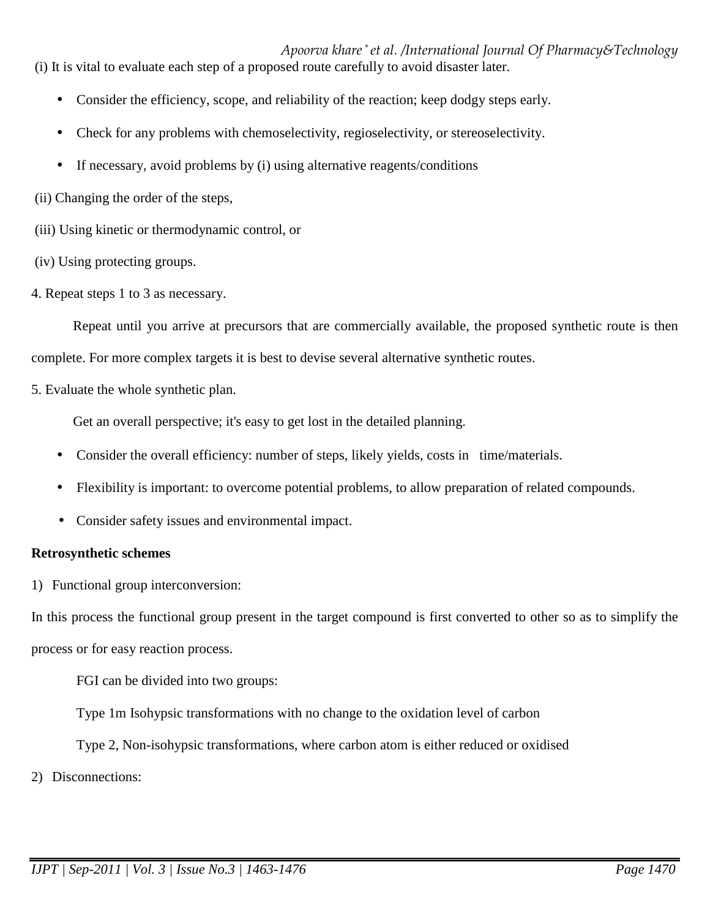(i) It is vital to evaluate each step of a proposed route carefully to avoid disaster later.

- Consider the efficiency, scope, and reliability of the reaction; keep dodgy steps early.
- Check for any problems with chemoselectivity, regioselectivity, or stereoselectivity.
- If necessary, avoid problems by (i) using alternative reagents/conditions

(ii) Changing the order of the steps,

(iii) Using kinetic or thermodynamic control, or

(iv) Using protecting groups.

4. Repeat steps 1 to 3 as necessary.

Repeat until you arrive at precursors that are commercially available, the proposed synthetic route is then complete. For more complex targets it is best to devise several alternative synthetic routes.

5. Evaluate the whole synthetic plan.

Get an overall perspective; it's easy to get lost in the detailed planning.

- Consider the overall efficiency: number of steps, likely yields, costs in time/materials.
- Flexibility is important: to overcome potential problems, to allow preparation of related compounds.
- Consider safety issues and environmental impact.

**Retrosynthetic schemes**

1) Functional group interconversion:

In this process the functional group present in the target compound is first converted to other so as to simplify the process or for easy reaction process.

FGI can be divided into two groups:

Type 1m Isohypsic transformations with no change to the oxidation level of carbon

Type 2, Non-isohypsic transformations, where carbon atom is either reduced or oxidised

2) Disconnections: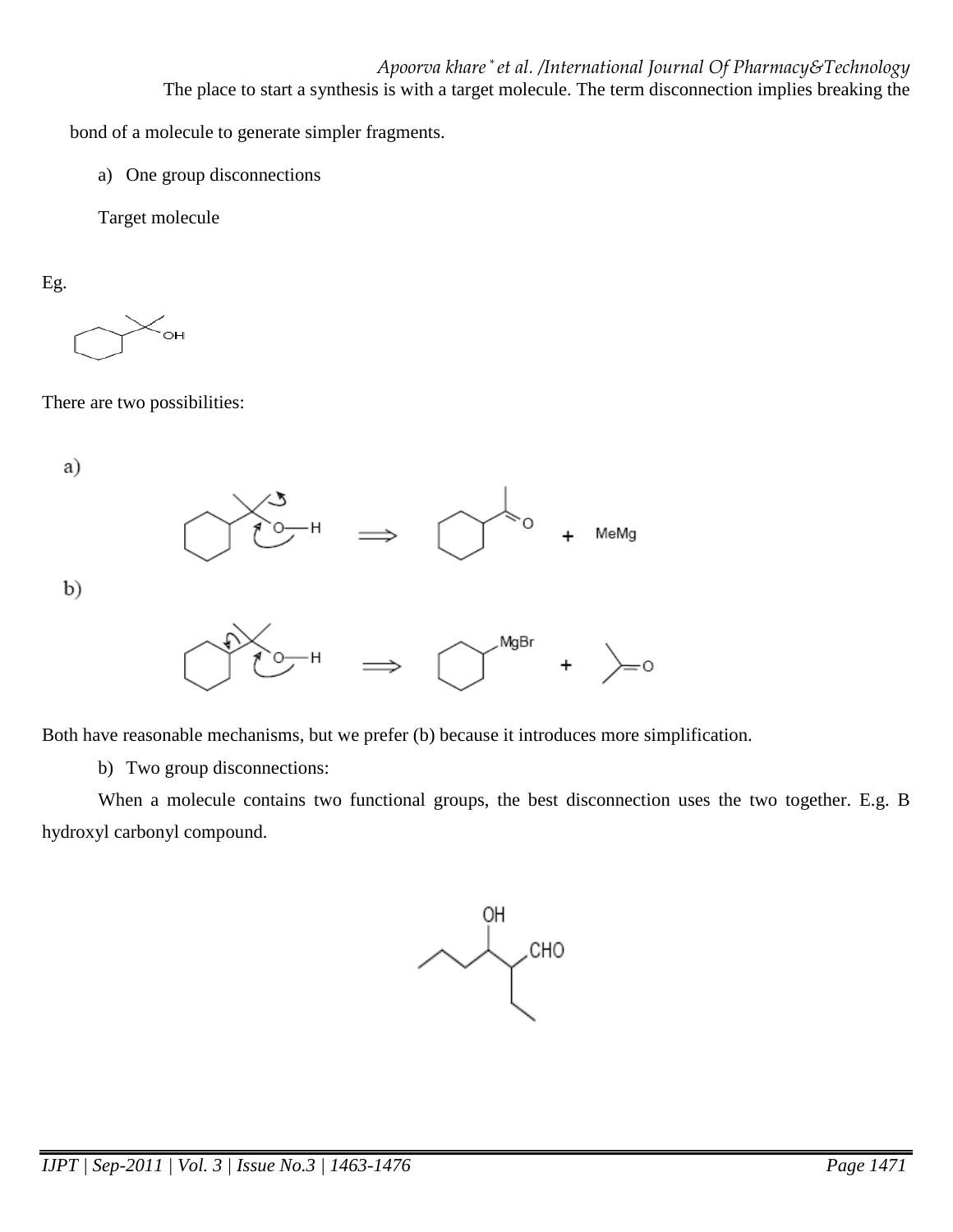The place to start a synthesis is with a target molecule. The term disconnection implies breaking the bond of a molecule to generate simpler fragments.

a) One group disconnections

Target molecule

Eg.

There are two possibilities:

a)

+ MeMg

b)

MgBr

+

Both have reasonable mechanisms, but we prefer (b) because it introduces more simplification.

b) Two group disconnections:

When a molecule contains two functional groups, the best disconnection uses the two together. E.g. B hydroxyl carbonyl compound.

OH

CHO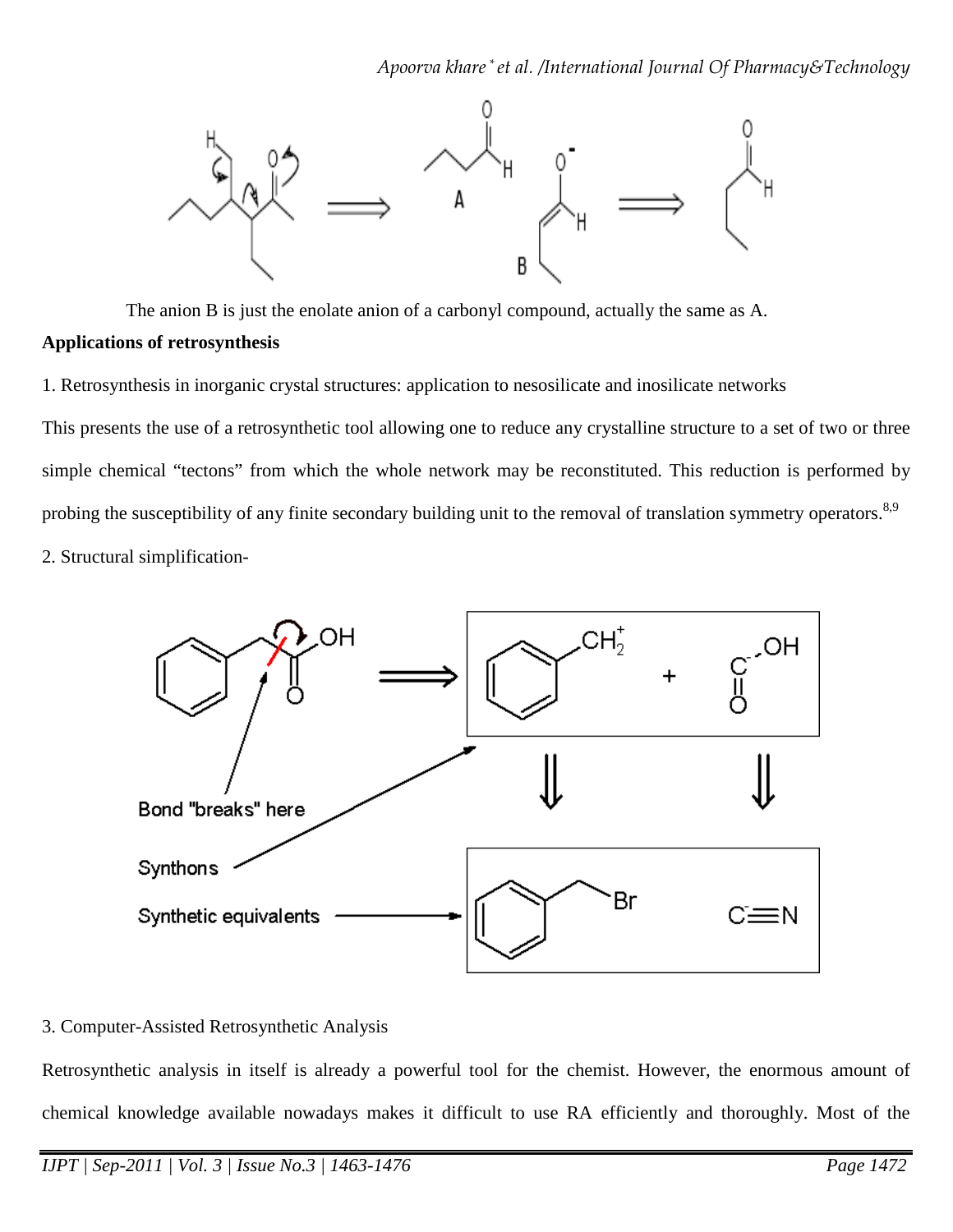The anion B is just the enolate anion of a carbonyl compound, actually the same as A.

**Applications of retrosynthesis**

1. Retrosynthesis in inorganic crystal structures: application to nesosilicate and inosilicate networks

This presents the use of a retrosynthetic tool allowing one to reduce any crystalline structure to a set of two or three simple chemical "tectons" from which the whole network may be reconstituted. This reduction is performed by probing the susceptibility of any finite secondary building unit to the removal of translation symmetry operators.[8,9]

2. Structural simplification-

3. Computer-Assisted Retrosynthetic Analysis

Retrosynthetic analysis in itself is already a powerful tool for the chemist. However, the enormous amount of chemical knowledge available nowadays makes it difficult to use RA efficiently and thoroughly. Most of the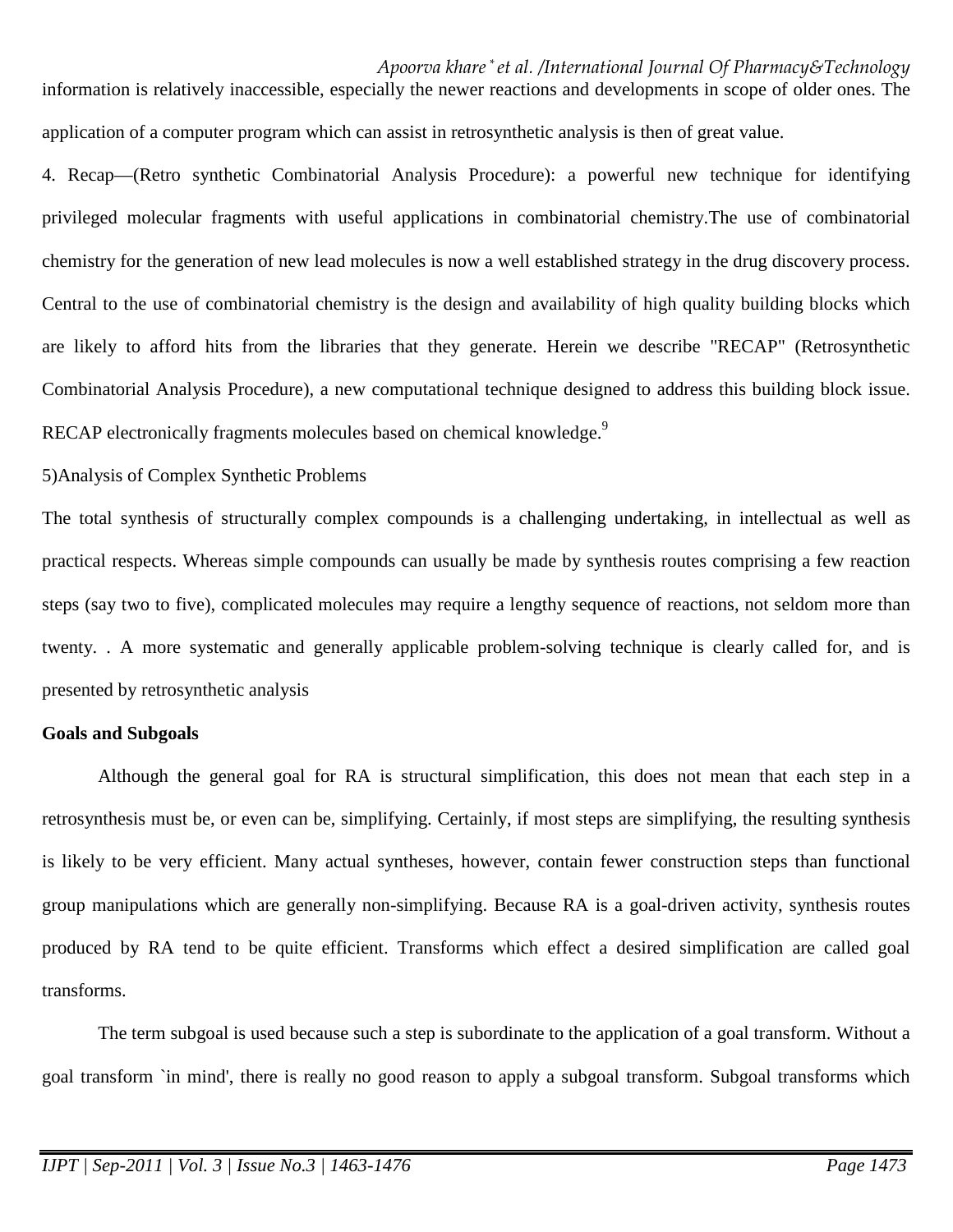information is relatively inaccessible, especially the newer reactions and developments in scope of older ones. The application of a computer program which can assist in retrosynthetic analysis is then of great value.

4. Recap—(Retro synthetic Combinatorial Analysis Procedure): a powerful new technique for identifying privileged molecular fragments with useful applications in combinatorial chemistry.The use of combinatorial chemistry for the generation of new lead molecules is now a well established strategy in the drug discovery process. Central to the use of combinatorial chemistry is the design and availability of high quality building blocks which are likely to afford hits from the libraries that they generate. Herein we describe "RECAP" (Retrosynthetic Combinatorial Analysis Procedure), a new computational technique designed to address this building block issue. RECAP electronically fragments molecules based on chemical knowledge.[9]

5)Analysis of Complex Synthetic Problems

The total synthesis of structurally complex compounds is a challenging undertaking, in intellectual as well as practical respects. Whereas simple compounds can usually be made by synthesis routes comprising a few reaction steps (say two to five), complicated molecules may require a lengthy sequence of reactions, not seldom more than twenty. . A more systematic and generally applicable problem-solving technique is clearly called for, and is presented by retrosynthetic analysis

**Goals and Subgoals**

Although the general goal for RA is structural simplification, this does not mean that each step in a retrosynthesis must be, or even can be, simplifying. Certainly, if most steps are simplifying, the resulting synthesis is likely to be very efficient. Many actual syntheses, however, contain fewer construction steps than functional group manipulations which are generally non-simplifying. Because RA is a goal-driven activity, synthesis routes produced by RA tend to be quite efficient. Transforms which effect a desired simplification are called goal transforms.

The term subgoal is used because such a step is subordinate to the application of a goal transform. Without a goal transform `in mind', there is really no good reason to apply a subgoal transform. Subgoal transforms which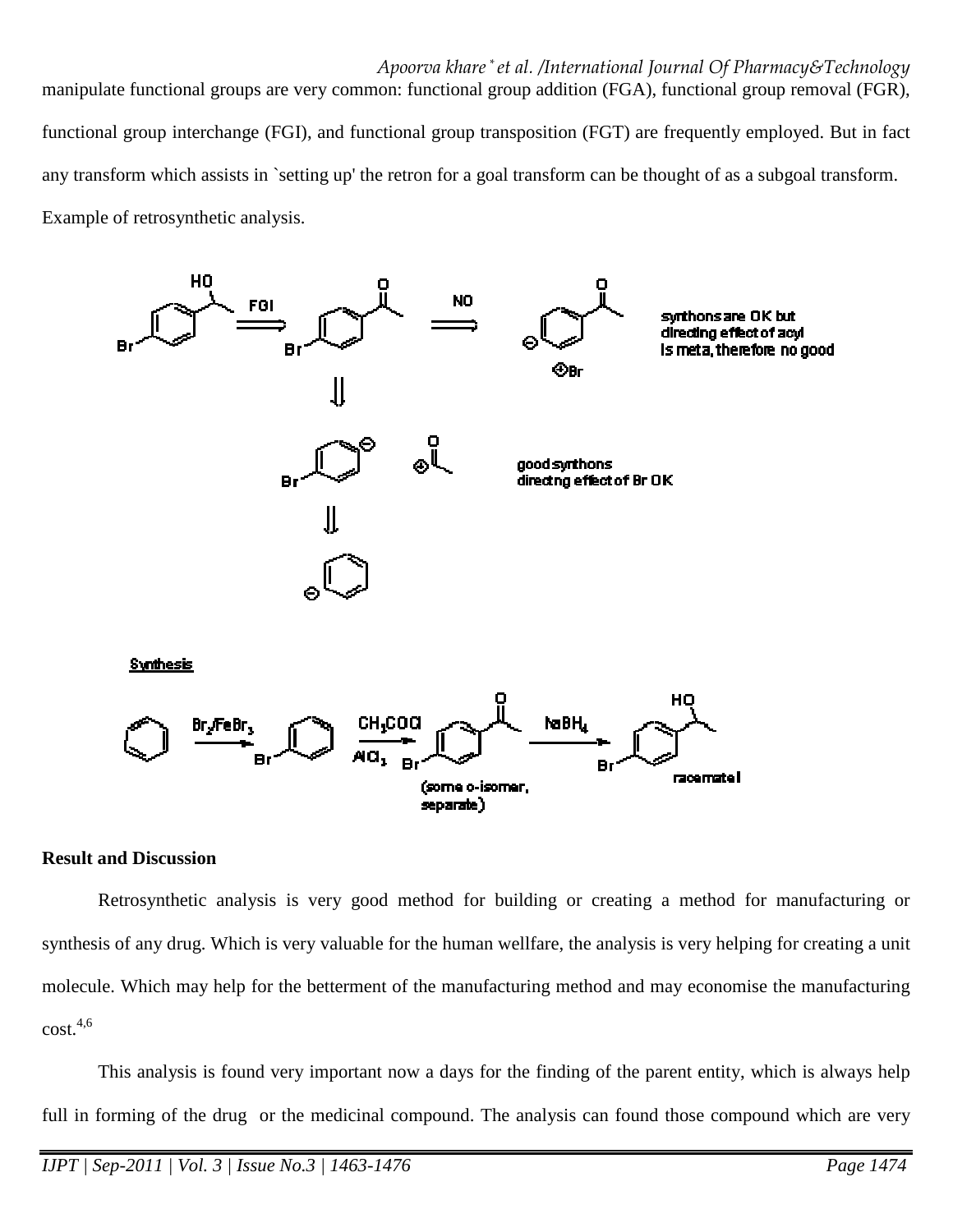manipulate functional groups are very common: functional group addition (FGA), functional group removal (FGR), functional group interchange (FGI), and functional group transposition (FGT) are frequently employed. But in fact any transform which assists in `setting up' the retron for a goal transform can be thought of as a subgoal transform.

Example of retrosynthetic analysis.

synthons are OK but directing effect of acyl is meta, therefore no good

good synthons directng effect of Br OK

Synthesis

$Br_2/FeBr_3$ — $CH_3COCl$ / $AlCl_3$ — $NaBH_4$

(some o-isomer, separate)

racemate!

## Result and Discussion

Retrosynthetic analysis is very good method for building or creating a method for manufacturing or synthesis of any drug. Which is very valuable for the human wellfare, the analysis is very helping for creating a unit molecule. Which may help for the betterment of the manufacturing method and may economise the manufacturing cost.[4,6]

This analysis is found very important now a days for the finding of the parent entity, which is always help full in forming of the drug or the medicinal compound. The analysis can found those compound which are very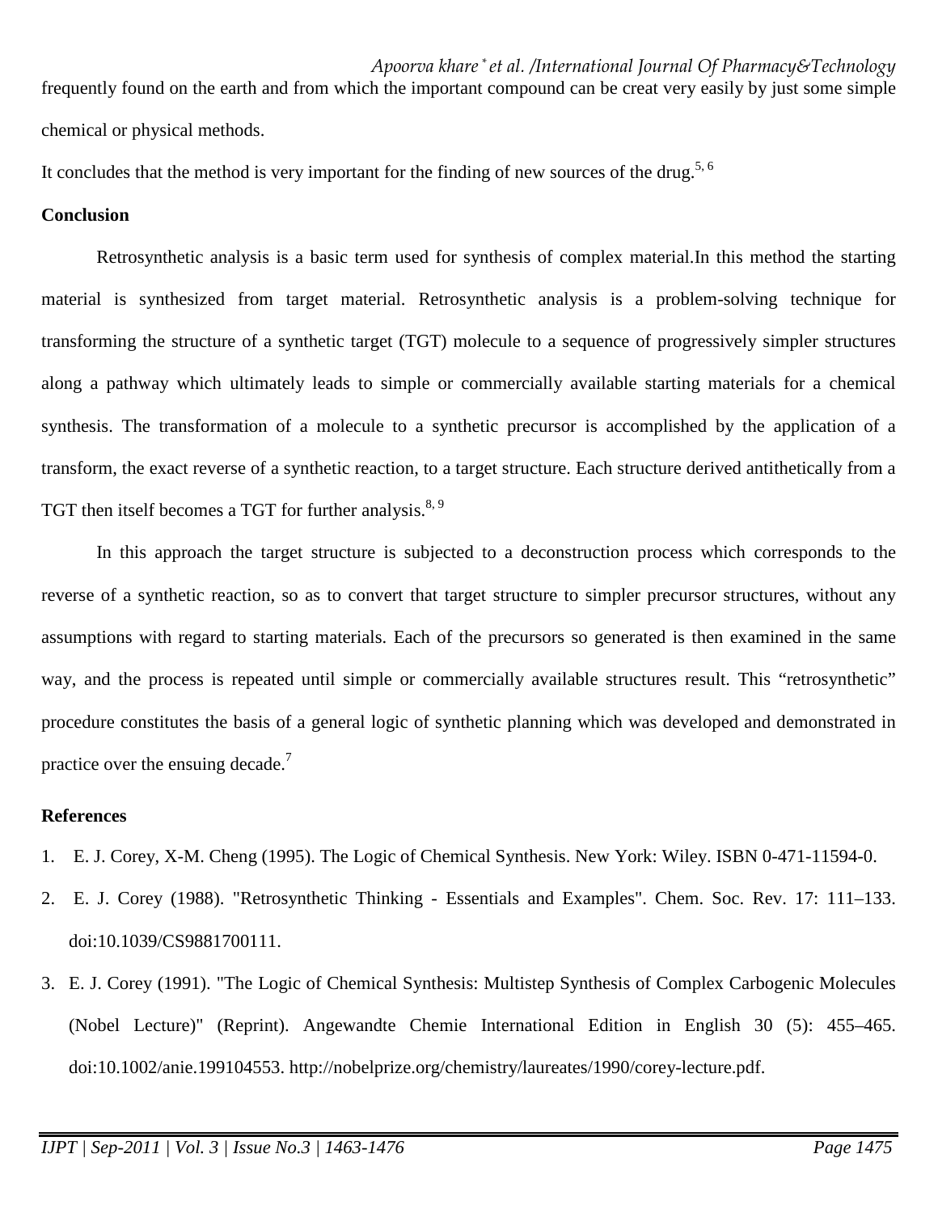frequently found on the earth and from which the important compound can be creat very easily by just some simple chemical or physical methods.

It concludes that the method is very important for the finding of new sources of the drug.[5, 6]

## Conclusion

Retrosynthetic analysis is a basic term used for synthesis of complex material.In this method the starting material is synthesized from target material. Retrosynthetic analysis is a problem-solving technique for transforming the structure of a synthetic target (TGT) molecule to a sequence of progressively simpler structures along a pathway which ultimately leads to simple or commercially available starting materials for a chemical synthesis. The transformation of a molecule to a synthetic precursor is accomplished by the application of a transform, the exact reverse of a synthetic reaction, to a target structure. Each structure derived antithetically from a TGT then itself becomes a TGT for further analysis.[8, 9]

In this approach the target structure is subjected to a deconstruction process which corresponds to the reverse of a synthetic reaction, so as to convert that target structure to simpler precursor structures, without any assumptions with regard to starting materials. Each of the precursors so generated is then examined in the same way, and the process is repeated until simple or commercially available structures result. This "retrosynthetic" procedure constitutes the basis of a general logic of synthetic planning which was developed and demonstrated in practice over the ensuing decade.[7]

## References

1. E. J. Corey, X-M. Cheng (1995). The Logic of Chemical Synthesis. New York: Wiley. ISBN 0-471-11594-0.
2. E. J. Corey (1988). "Retrosynthetic Thinking - Essentials and Examples". Chem. Soc. Rev. 17: 111–133. doi:10.1039/CS9881700111.
3. E. J. Corey (1991). "The Logic of Chemical Synthesis: Multistep Synthesis of Complex Carbogenic Molecules (Nobel Lecture)" (Reprint). Angewandte Chemie International Edition in English 30 (5): 455–465. doi:10.1002/anie.199104553. http://nobelprize.org/chemistry/laureates/1990/corey-lecture.pdf.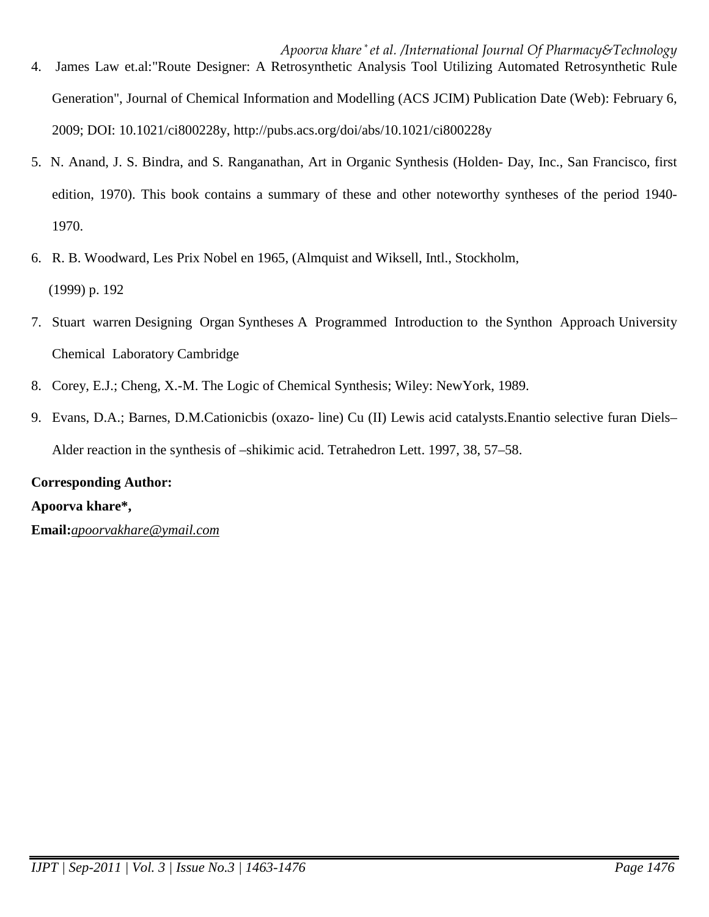4. James Law et.al:"Route Designer: A Retrosynthetic Analysis Tool Utilizing Automated Retrosynthetic Rule Generation", Journal of Chemical Information and Modelling (ACS JCIM) Publication Date (Web): February 6, 2009; DOI: 10.1021/ci800228y, http://pubs.acs.org/doi/abs/10.1021/ci800228y
5. N. Anand, J. S. Bindra, and S. Ranganathan, Art in Organic Synthesis (Holden- Day, Inc., San Francisco, first edition, 1970). This book contains a summary of these and other noteworthy syntheses of the period 1940-1970.
6. R. B. Woodward, Les Prix Nobel en 1965, (Almquist and Wiksell, Intl., Stockholm, (1999) p. 192
7. Stuart warren Designing Organ Syntheses A Programmed Introduction to the Synthon Approach University Chemical Laboratory Cambridge
8. Corey, E.J.; Cheng, X.-M. The Logic of Chemical Synthesis; Wiley: NewYork, 1989.
9. Evans, D.A.; Barnes, D.M.Cationicbis (oxazo- line) Cu (II) Lewis acid catalysts.Enantio selective furan Diels–Alder reaction in the synthesis of –shikimic acid. Tetrahedron Lett. 1997, 38, 57–58.

**Corresponding Author:**

**Apoorva khare*,**

**Email:**_apoorvakhare@ymail.com_